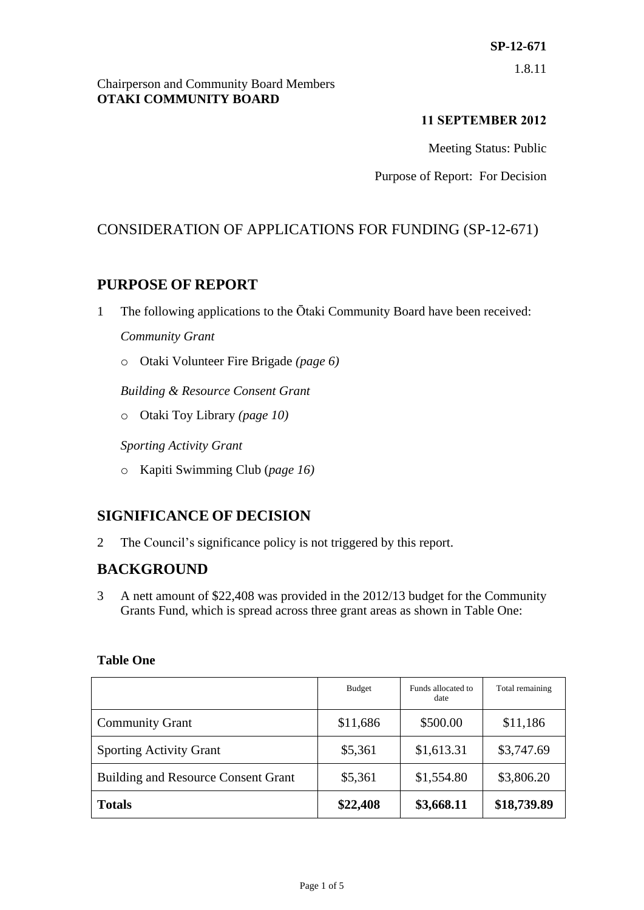**SP-12-671**

1.8.11

Chairperson and Community Board Members
**OTAKI COMMUNITY BOARD**

**11 SEPTEMBER 2012**

Meeting Status: Public

Purpose of Report: For Decision

# CONSIDERATION OF APPLICATIONS FOR FUNDING (SP-12-671)

## PURPOSE OF REPORT

1 The following applications to the Ōtaki Community Board have been received:

*Community Grant*

- Otaki Volunteer Fire Brigade *(page 6)*

*Building & Resource Consent Grant*

- Otaki Toy Library *(page 10)*

*Sporting Activity Grant*

- Kapiti Swimming Club (*page 16)*

## SIGNIFICANCE OF DECISION

2 The Council's significance policy is not triggered by this report.

## BACKGROUND

3 A nett amount of $22,408 was provided in the 2012/13 budget for the Community Grants Fund, which is spread across three grant areas as shown in Table One:

**Table One**

| | Budget | Funds allocated to date | Total remaining |
|---|---|---|---|
| Community Grant | $11,686 | $500.00 | $11,186 |
| Sporting Activity Grant | $5,361 | $1,613.31 | $3,747.69 |
| Building and Resource Consent Grant | $5,361 | $1,554.80 | $3,806.20 |
| **Totals** | **$22,408** | **$3,668.11** | **$18,739.89** |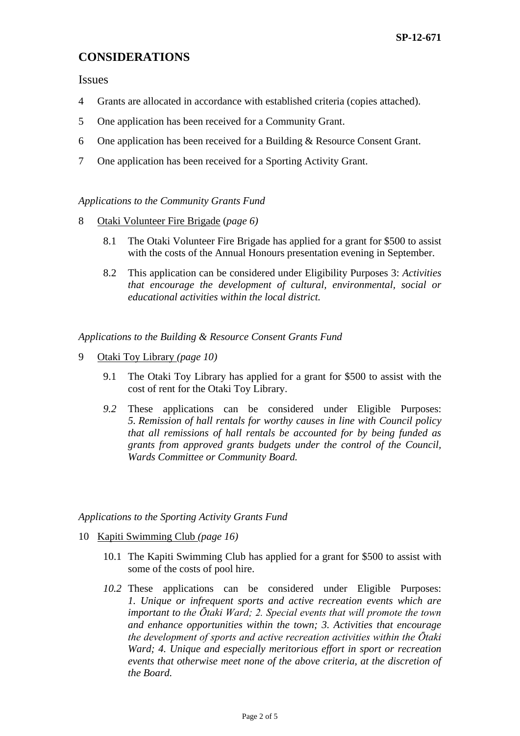## CONSIDERATIONS

### Issues

4 Grants are allocated in accordance with established criteria (copies attached).

5 One application has been received for a Community Grant.

6 One application has been received for a Building & Resource Consent Grant.

7 One application has been received for a Sporting Activity Grant.

*Applications to the Community Grants Fund*

8 Otaki Volunteer Fire Brigade (*page 6)*

8.1 The Otaki Volunteer Fire Brigade has applied for a grant for $500 to assist with the costs of the Annual Honours presentation evening in September.

8.2 This application can be considered under Eligibility Purposes 3: *Activities that encourage the development of cultural, environmental, social or educational activities within the local district.*

*Applications to the Building & Resource Consent Grants Fund*

9 Otaki Toy Library *(page 10)*

9.1 The Otaki Toy Library has applied for a grant for $500 to assist with the cost of rent for the Otaki Toy Library.

*9.2* These applications can be considered under Eligible Purposes: *5. Remission of hall rentals for worthy causes in line with Council policy that all remissions of hall rentals be accounted for by being funded as grants from approved grants budgets under the control of the Council, Wards Committee or Community Board.*

*Applications to the Sporting Activity Grants Fund*

10 Kapiti Swimming Club *(page 16)*

10.1 The Kapiti Swimming Club has applied for a grant for $500 to assist with some of the costs of pool hire.

*10.2* These applications can be considered under Eligible Purposes: *1. Unique or infrequent sports and active recreation events which are important to the Ōtaki Ward; 2. Special events that will promote the town and enhance opportunities within the town; 3. Activities that encourage the development of sports and active recreation activities within the Ōtaki Ward; 4. Unique and especially meritorious effort in sport or recreation events that otherwise meet none of the above criteria, at the discretion of the Board.*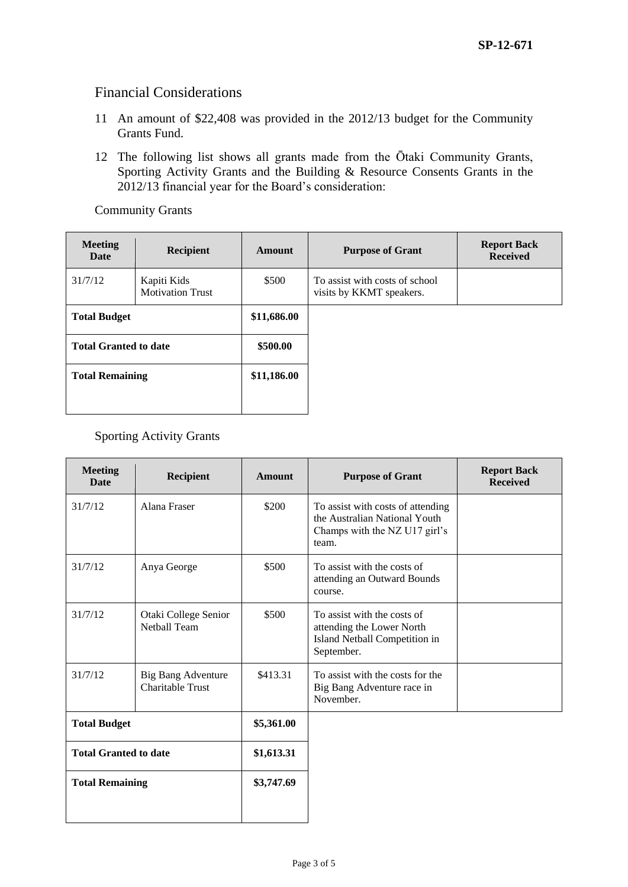SP-12-671

## Financial Considerations

11 An amount of $22,408 was provided in the 2012/13 budget for the Community Grants Fund.

12 The following list shows all grants made from the Ōtaki Community Grants, Sporting Activity Grants and the Building & Resource Consents Grants in the 2012/13 financial year for the Board's consideration:

Community Grants

| Meeting Date | Recipient | Amount | Purpose of Grant | Report Back Received |
|---|---|---|---|---|
| 31/7/12 | Kapiti Kids Motivation Trust | $500 | To assist with costs of school visits by KKMT speakers. | |
| **Total Budget** | | **$11,686.00** | | |
| **Total Granted to date** | | **$500.00** | | |
| **Total Remaining** | | **$11,186.00** | | |

Sporting Activity Grants

| Meeting Date | Recipient | Amount | Purpose of Grant | Report Back Received |
|---|---|---|---|---|
| 31/7/12 | Alana Fraser | $200 | To assist with costs of attending the Australian National Youth Champs with the NZ U17 girl's team. | |
| 31/7/12 | Anya George | $500 | To assist with the costs of attending an Outward Bounds course. | |
| 31/7/12 | Otaki College Senior Netball Team | $500 | To assist with the costs of attending the Lower North Island Netball Competition in September. | |
| 31/7/12 | Big Bang Adventure Charitable Trust | $413.31 | To assist with the costs for the Big Bang Adventure race in November. | |
| **Total Budget** | | **$5,361.00** | | |
| **Total Granted to date** | | **$1,613.31** | | |
| **Total Remaining** | | **$3,747.69** | | |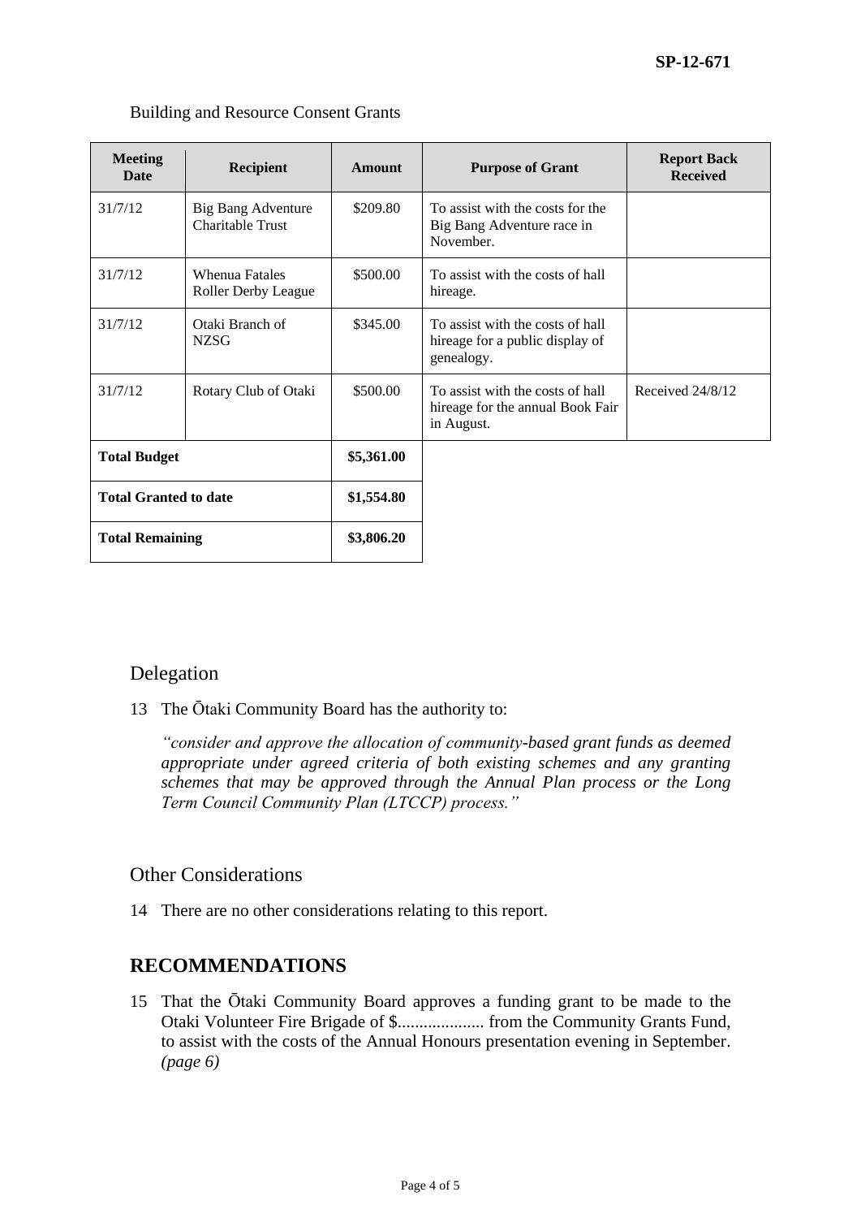Building and Resource Consent Grants

| Meeting Date | Recipient | Amount | Purpose of Grant | Report Back Received |
|---|---|---|---|---|
| 31/7/12 | Big Bang Adventure Charitable Trust | $209.80 | To assist with the costs for the Big Bang Adventure race in November. | |
| 31/7/12 | Whenua Fatales Roller Derby League | $500.00 | To assist with the costs of hall hireage. | |
| 31/7/12 | Otaki Branch of NZSG | $345.00 | To assist with the costs of hall hireage for a public display of genealogy. | |
| 31/7/12 | Rotary Club of Otaki | $500.00 | To assist with the costs of hall hireage for the annual Book Fair in August. | Received 24/8/12 |
| **Total Budget** | | **$5,361.00** | | |
| **Total Granted to date** | | **$1,554.80** | | |
| **Total Remaining** | | **$3,806.20** | | |

## Delegation

13 The Ōtaki Community Board has the authority to:

*"consider and approve the allocation of community-based grant funds as deemed appropriate under agreed criteria of both existing schemes and any granting schemes that may be approved through the Annual Plan process or the Long Term Council Community Plan (LTCCP) process."*

## Other Considerations

14 There are no other considerations relating to this report.

# RECOMMENDATIONS

15 That the Ōtaki Community Board approves a funding grant to be made to the Otaki Volunteer Fire Brigade of $.................... from the Community Grants Fund, to assist with the costs of the Annual Honours presentation evening in September. *(page 6)*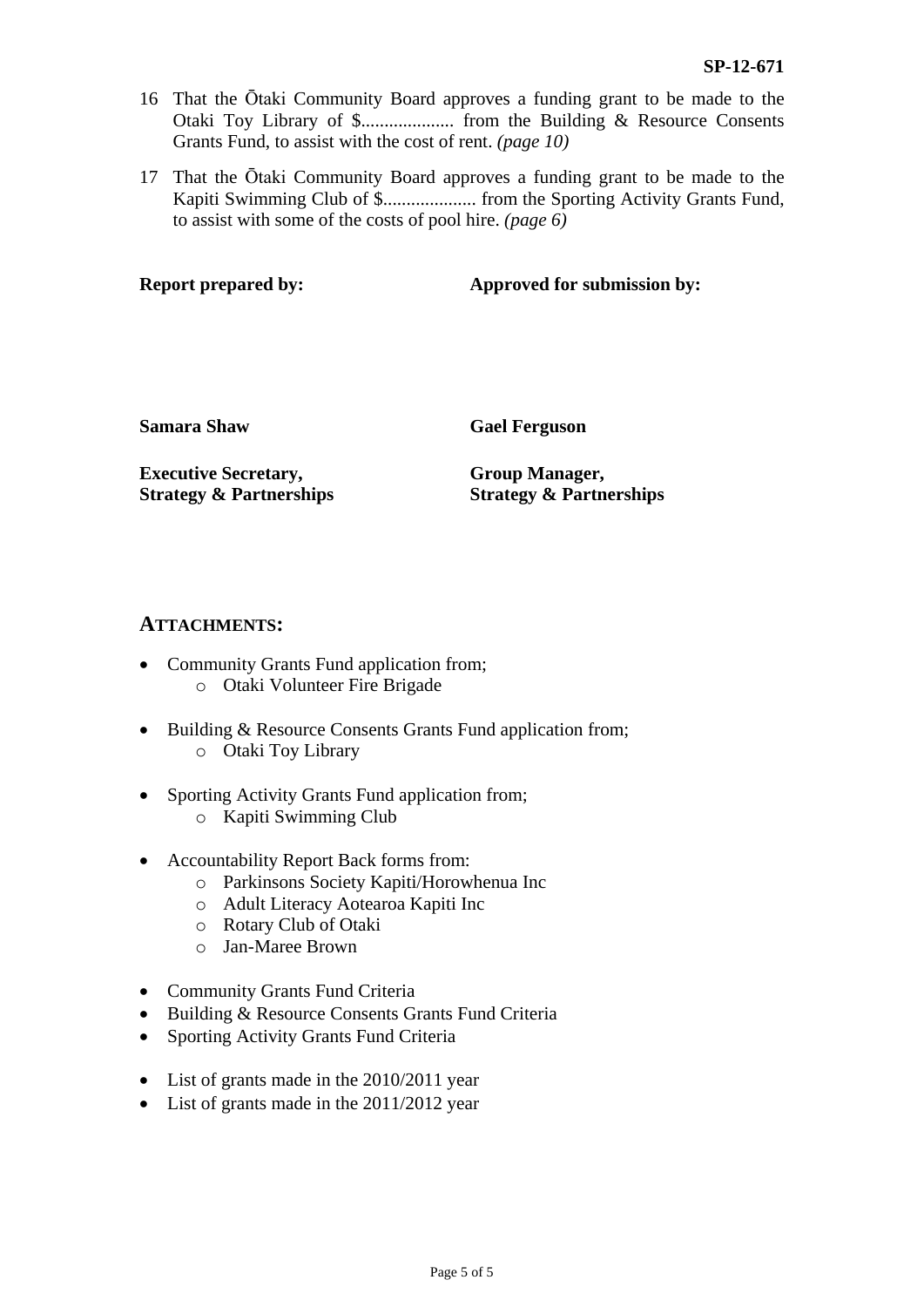16 That the Ōtaki Community Board approves a funding grant to be made to the Otaki Toy Library of $.................... from the Building & Resource Consents Grants Fund, to assist with the cost of rent. *(page 10)*

17 That the Ōtaki Community Board approves a funding grant to be made to the Kapiti Swimming Club of $.................... from the Sporting Activity Grants Fund, to assist with some of the costs of pool hire. *(page 6)*

| | |
|---|---|
| **Report prepared by:** | **Approved for submission by:** |
| **Samara Shaw** | **Gael Ferguson** |
| **Executive Secretary,**<br>**Strategy & Partnerships** | **Group Manager,**<br>**Strategy & Partnerships** |

## ATTACHMENTS:

- Community Grants Fund application from;
  - Otaki Volunteer Fire Brigade
- Building & Resource Consents Grants Fund application from;
  - Otaki Toy Library
- Sporting Activity Grants Fund application from;
  - Kapiti Swimming Club
- Accountability Report Back forms from:
  - Parkinsons Society Kapiti/Horowhenua Inc
  - Adult Literacy Aotearoa Kapiti Inc
  - Rotary Club of Otaki
  - Jan-Maree Brown
- Community Grants Fund Criteria
- Building & Resource Consents Grants Fund Criteria
- Sporting Activity Grants Fund Criteria
- List of grants made in the 2010/2011 year
- List of grants made in the 2011/2012 year